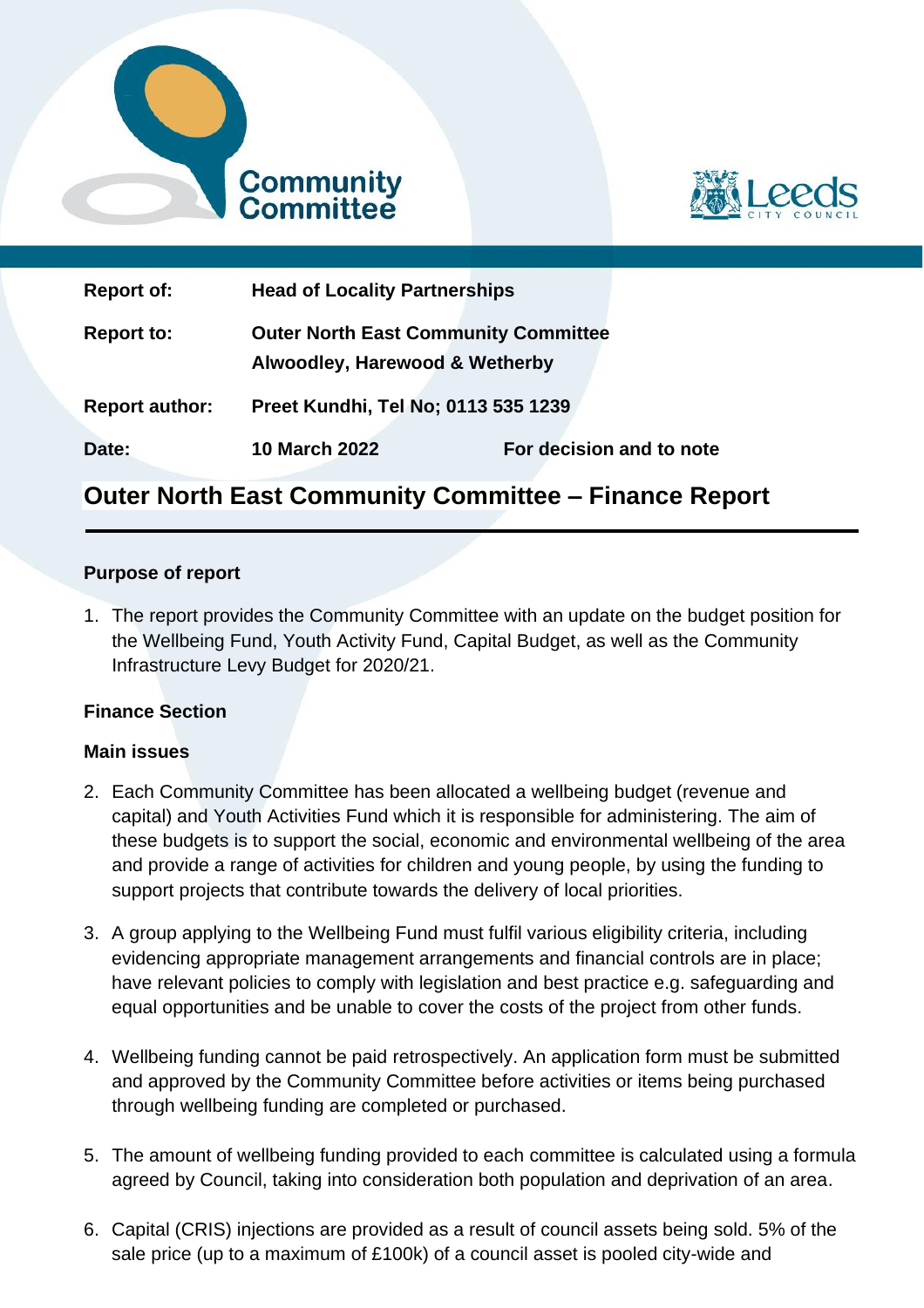Community Committee

Leeds City Council

| | | |
|---|---|---|
| **Report of:** | **Head of Locality Partnerships** | |
| **Report to:** | **Outer North East Community Committee Alwoodley, Harewood & Wetherby** | |
| **Report author:** | **Preet Kundhi, Tel No; 0113 535 1239** | |
| **Date:** | **10 March 2022** | **For decision and to note** |

# Outer North East Community Committee – Finance Report

### Purpose of report

1. The report provides the Community Committee with an update on the budget position for the Wellbeing Fund, Youth Activity Fund, Capital Budget, as well as the Community Infrastructure Levy Budget for 2020/21.

### Finance Section

### Main issues

2. Each Community Committee has been allocated a wellbeing budget (revenue and capital) and Youth Activities Fund which it is responsible for administering. The aim of these budgets is to support the social, economic and environmental wellbeing of the area and provide a range of activities for children and young people, by using the funding to support projects that contribute towards the delivery of local priorities.

3. A group applying to the Wellbeing Fund must fulfil various eligibility criteria, including evidencing appropriate management arrangements and financial controls are in place; have relevant policies to comply with legislation and best practice e.g. safeguarding and equal opportunities and be unable to cover the costs of the project from other funds.

4. Wellbeing funding cannot be paid retrospectively. An application form must be submitted and approved by the Community Committee before activities or items being purchased through wellbeing funding are completed or purchased.

5. The amount of wellbeing funding provided to each committee is calculated using a formula agreed by Council, taking into consideration both population and deprivation of an area.

6. Capital (CRIS) injections are provided as a result of council assets being sold. 5% of the sale price (up to a maximum of £100k) of a council asset is pooled city-wide and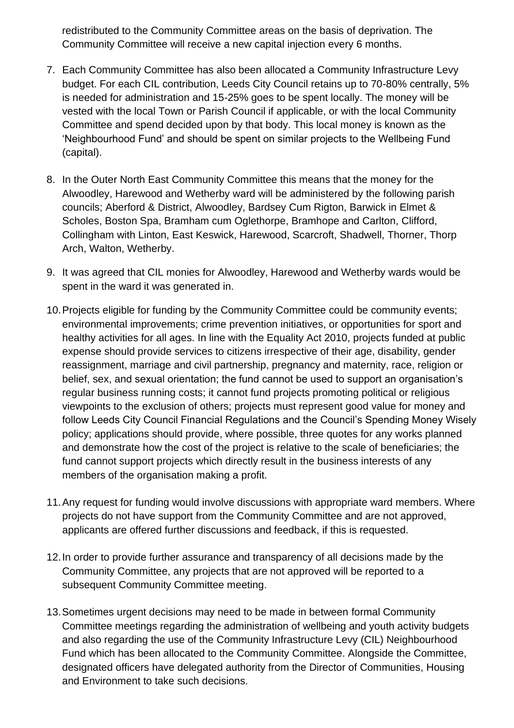redistributed to the Community Committee areas on the basis of deprivation. The Community Committee will receive a new capital injection every 6 months.

7. Each Community Committee has also been allocated a Community Infrastructure Levy budget. For each CIL contribution, Leeds City Council retains up to 70-80% centrally, 5% is needed for administration and 15-25% goes to be spent locally. The money will be vested with the local Town or Parish Council if applicable, or with the local Community Committee and spend decided upon by that body. This local money is known as the 'Neighbourhood Fund' and should be spent on similar projects to the Wellbeing Fund (capital).

8. In the Outer North East Community Committee this means that the money for the Alwoodley, Harewood and Wetherby ward will be administered by the following parish councils; Aberford & District, Alwoodley, Bardsey Cum Rigton, Barwick in Elmet & Scholes, Boston Spa, Bramham cum Oglethorpe, Bramhope and Carlton, Clifford, Collingham with Linton, East Keswick, Harewood, Scarcroft, Shadwell, Thorner, Thorp Arch, Walton, Wetherby.

9. It was agreed that CIL monies for Alwoodley, Harewood and Wetherby wards would be spent in the ward it was generated in.

10. Projects eligible for funding by the Community Committee could be community events; environmental improvements; crime prevention initiatives, or opportunities for sport and healthy activities for all ages. In line with the Equality Act 2010, projects funded at public expense should provide services to citizens irrespective of their age, disability, gender reassignment, marriage and civil partnership, pregnancy and maternity, race, religion or belief, sex, and sexual orientation; the fund cannot be used to support an organisation's regular business running costs; it cannot fund projects promoting political or religious viewpoints to the exclusion of others; projects must represent good value for money and follow Leeds City Council Financial Regulations and the Council's Spending Money Wisely policy; applications should provide, where possible, three quotes for any works planned and demonstrate how the cost of the project is relative to the scale of beneficiaries; the fund cannot support projects which directly result in the business interests of any members of the organisation making a profit.

11. Any request for funding would involve discussions with appropriate ward members. Where projects do not have support from the Community Committee and are not approved, applicants are offered further discussions and feedback, if this is requested.

12. In order to provide further assurance and transparency of all decisions made by the Community Committee, any projects that are not approved will be reported to a subsequent Community Committee meeting.

13. Sometimes urgent decisions may need to be made in between formal Community Committee meetings regarding the administration of wellbeing and youth activity budgets and also regarding the use of the Community Infrastructure Levy (CIL) Neighbourhood Fund which has been allocated to the Community Committee. Alongside the Committee, designated officers have delegated authority from the Director of Communities, Housing and Environment to take such decisions.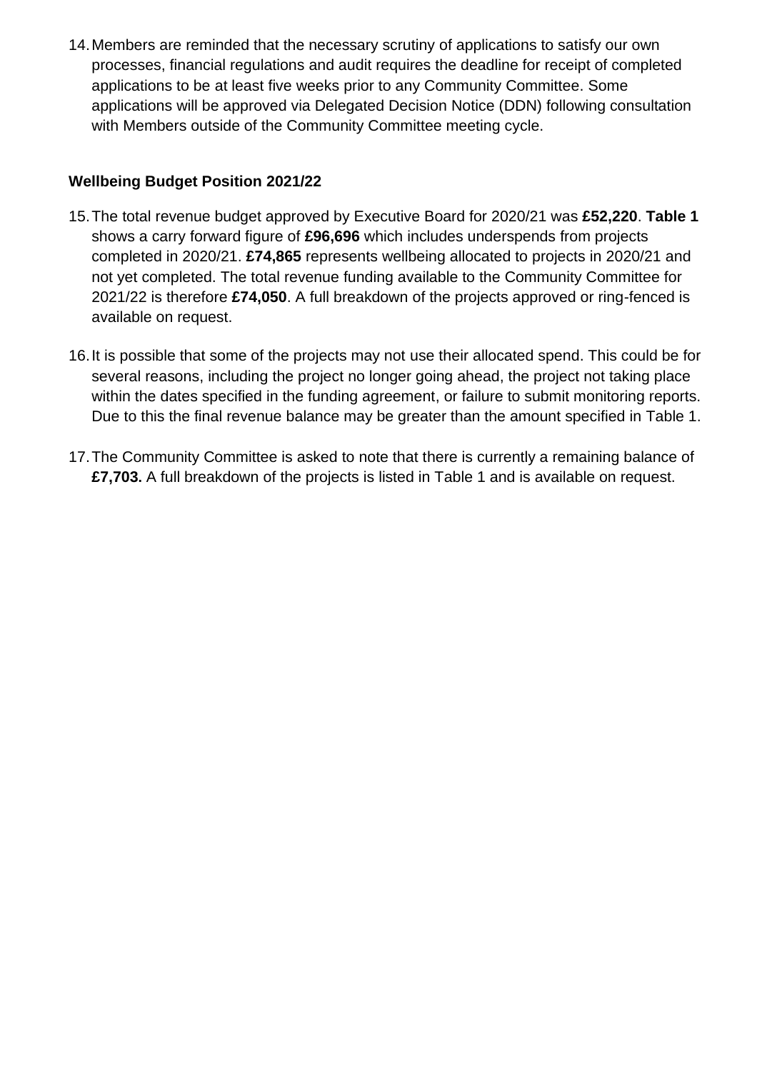14. Members are reminded that the necessary scrutiny of applications to satisfy our own processes, financial regulations and audit requires the deadline for receipt of completed applications to be at least five weeks prior to any Community Committee. Some applications will be approved via Delegated Decision Notice (DDN) following consultation with Members outside of the Community Committee meeting cycle.

### Wellbeing Budget Position 2021/22

15. The total revenue budget approved by Executive Board for 2020/21 was **£52,220**. **Table 1** shows a carry forward figure of **£96,696** which includes underspends from projects completed in 2020/21. **£74,865** represents wellbeing allocated to projects in 2020/21 and not yet completed. The total revenue funding available to the Community Committee for 2021/22 is therefore **£74,050**. A full breakdown of the projects approved or ring-fenced is available on request.

16. It is possible that some of the projects may not use their allocated spend. This could be for several reasons, including the project no longer going ahead, the project not taking place within the dates specified in the funding agreement, or failure to submit monitoring reports. Due to this the final revenue balance may be greater than the amount specified in Table 1.

17. The Community Committee is asked to note that there is currently a remaining balance of **£7,703.** A full breakdown of the projects is listed in Table 1 and is available on request.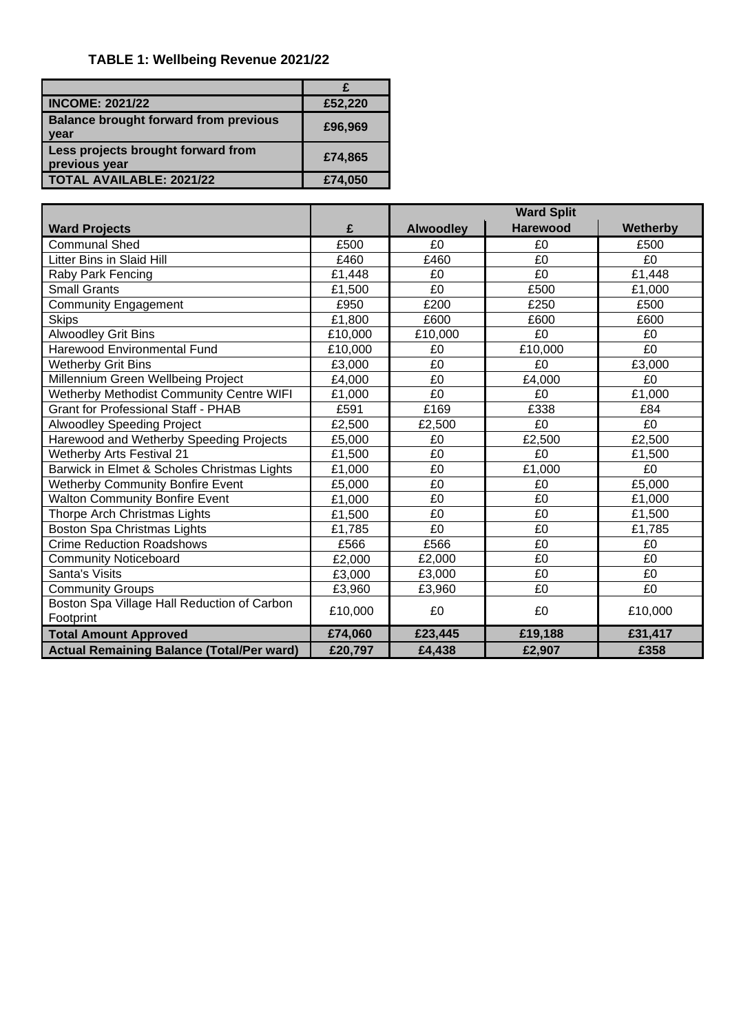**TABLE 1: Wellbeing Revenue 2021/22**

| | £ |
|---|---|
| **INCOME: 2021/22** | **£52,220** |
| **Balance brought forward from previous year** | **£96,969** |
| **Less projects brought forward from previous year** | **£74,865** |
| **TOTAL AVAILABLE: 2021/22** | **£74,050** |

| | | Ward Split | | |
|---|---|---|---|---|
| **Ward Projects** | **£** | **Alwoodley** | **Harewood** | **Wetherby** |
| Communal Shed | £500 | £0 | £0 | £500 |
| Litter Bins in Slaid Hill | £460 | £460 | £0 | £0 |
| Raby Park Fencing | £1,448 | £0 | £0 | £1,448 |
| Small Grants | £1,500 | £0 | £500 | £1,000 |
| Community Engagement | £950 | £200 | £250 | £500 |
| Skips | £1,800 | £600 | £600 | £600 |
| Alwoodley Grit Bins | £10,000 | £10,000 | £0 | £0 |
| Harewood Environmental Fund | £10,000 | £0 | £10,000 | £0 |
| Wetherby Grit Bins | £3,000 | £0 | £0 | £3,000 |
| Millennium Green Wellbeing Project | £4,000 | £0 | £4,000 | £0 |
| Wetherby Methodist Community Centre WIFI | £1,000 | £0 | £0 | £1,000 |
| Grant for Professional Staff - PHAB | £591 | £169 | £338 | £84 |
| Alwoodley Speeding Project | £2,500 | £2,500 | £0 | £0 |
| Harewood and Wetherby Speeding Projects | £5,000 | £0 | £2,500 | £2,500 |
| Wetherby Arts Festival 21 | £1,500 | £0 | £0 | £1,500 |
| Barwick in Elmet & Scholes Christmas Lights | £1,000 | £0 | £1,000 | £0 |
| Wetherby Community Bonfire Event | £5,000 | £0 | £0 | £5,000 |
| Walton Community Bonfire Event | £1,000 | £0 | £0 | £1,000 |
| Thorpe Arch Christmas Lights | £1,500 | £0 | £0 | £1,500 |
| Boston Spa Christmas Lights | £1,785 | £0 | £0 | £1,785 |
| Crime Reduction Roadshows | £566 | £566 | £0 | £0 |
| Community Noticeboard | £2,000 | £2,000 | £0 | £0 |
| Santa's Visits | £3,000 | £3,000 | £0 | £0 |
| Community Groups | £3,960 | £3,960 | £0 | £0 |
| Boston Spa Village Hall Reduction of Carbon Footprint | £10,000 | £0 | £0 | £10,000 |
| **Total Amount Approved** | **£74,060** | **£23,445** | **£19,188** | **£31,417** |
| **Actual Remaining Balance (Total/Per ward)** | **£20,797** | **£4,438** | **£2,907** | **£358** |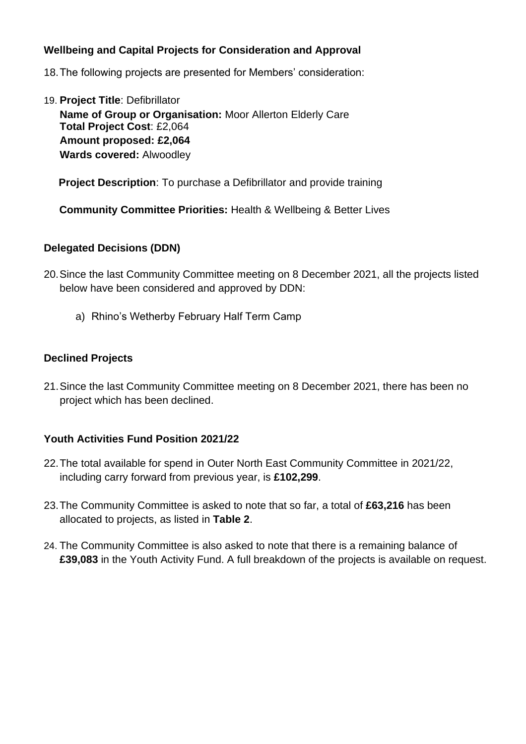**Wellbeing and Capital Projects for Consideration and Approval**

18. The following projects are presented for Members' consideration:

19. **Project Title**: Defibrillator
    **Name of Group or Organisation:** Moor Allerton Elderly Care
    **Total Project Cost**: £2,064
    **Amount proposed: £2,064**
    **Wards covered:** Alwoodley

    **Project Description**: To purchase a Defibrillator and provide training

    **Community Committee Priorities:** Health & Wellbeing & Better Lives

**Delegated Decisions (DDN)**

20. Since the last Community Committee meeting on 8 December 2021, all the projects listed below have been considered and approved by DDN:

    a) Rhino's Wetherby February Half Term Camp

**Declined Projects**

21. Since the last Community Committee meeting on 8 December 2021, there has been no project which has been declined.

**Youth Activities Fund Position 2021/22**

22. The total available for spend in Outer North East Community Committee in 2021/22, including carry forward from previous year, is **£102,299**.

23. The Community Committee is asked to note that so far, a total of **£63,216** has been allocated to projects, as listed in **Table 2**.

24. The Community Committee is also asked to note that there is a remaining balance of **£39,083** in the Youth Activity Fund. A full breakdown of the projects is available on request.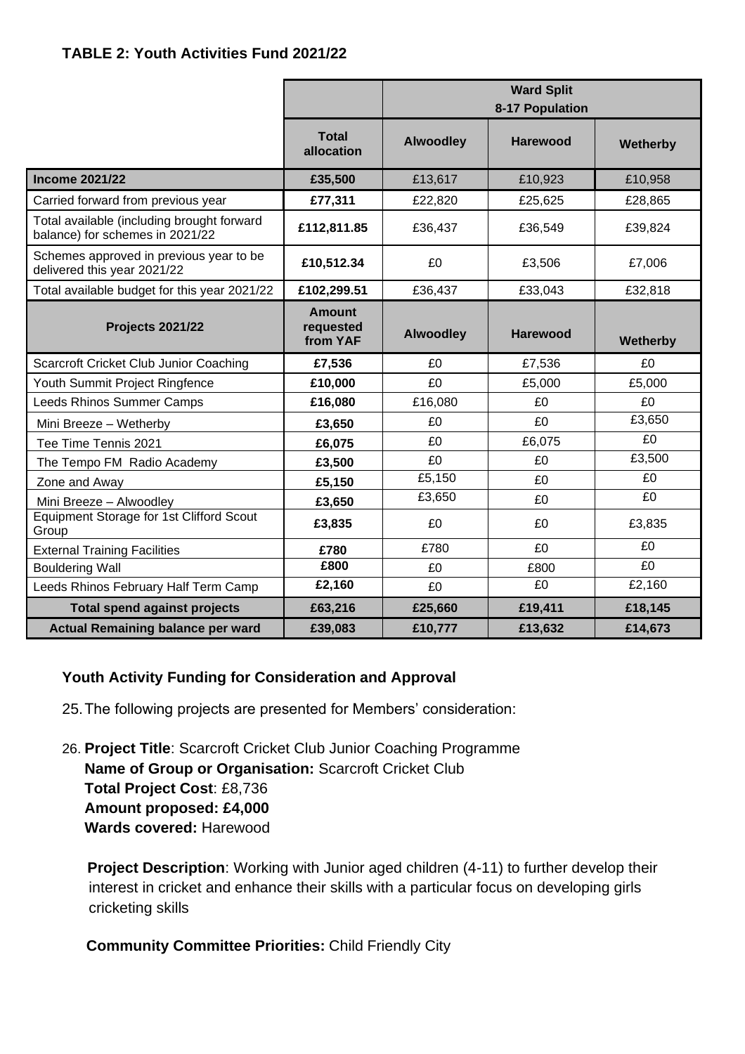**TABLE 2: Youth Activities Fund 2021/22**

| | | Ward Split 8-17 Population | | |
|---|---|---|---|---|
| | **Total allocation** | **Alwoodley** | **Harewood** | **Wetherby** |
| **Income 2021/22** | **£35,500** | £13,617 | £10,923 | £10,958 |
| Carried forward from previous year | **£77,311** | £22,820 | £25,625 | £28,865 |
| Total available (including brought forward balance) for schemes in 2021/22 | **£112,811.85** | £36,437 | £36,549 | £39,824 |
| Schemes approved in previous year to be delivered this year 2021/22 | **£10,512.34** | £0 | £3,506 | £7,006 |
| Total available budget for this year 2021/22 | **£102,299.51** | £36,437 | £33,043 | £32,818 |
| **Projects 2021/22** | **Amount requested from YAF** | **Alwoodley** | **Harewood** | **Wetherby** |
| Scarcroft Cricket Club Junior Coaching | **£7,536** | £0 | £7,536 | £0 |
| Youth Summit Project Ringfence | **£10,000** | £0 | £5,000 | £5,000 |
| Leeds Rhinos Summer Camps | **£16,080** | £16,080 | £0 | £0 |
| Mini Breeze – Wetherby | **£3,650** | £0 | £0 | £3,650 |
| Tee Time Tennis 2021 | **£6,075** | £0 | £6,075 | £0 |
| The Tempo FM Radio Academy | **£3,500** | £0 | £0 | £3,500 |
| Zone and Away | **£5,150** | £5,150 | £0 | £0 |
| Mini Breeze – Alwoodley | **£3,650** | £3,650 | £0 | £0 |
| Equipment Storage for 1st Clifford Scout Group | **£3,835** | £0 | £0 | £3,835 |
| External Training Facilities | **£780** | £780 | £0 | £0 |
| Bouldering Wall | **£800** | £0 | £800 | £0 |
| Leeds Rhinos February Half Term Camp | **£2,160** | £0 | £0 | £2,160 |
| **Total spend against projects** | **£63,216** | **£25,660** | **£19,411** | **£18,145** |
| **Actual Remaining balance per ward** | **£39,083** | **£10,777** | **£13,632** | **£14,673** |

**Youth Activity Funding for Consideration and Approval**

25. The following projects are presented for Members' consideration:

26. **Project Title**: Scarcroft Cricket Club Junior Coaching Programme
**Name of Group or Organisation:** Scarcroft Cricket Club
**Total Project Cost**: £8,736
**Amount proposed: £4,000**
**Wards covered:** Harewood

**Project Description**: Working with Junior aged children (4-11) to further develop their interest in cricket and enhance their skills with a particular focus on developing girls cricketing skills

**Community Committee Priorities:** Child Friendly City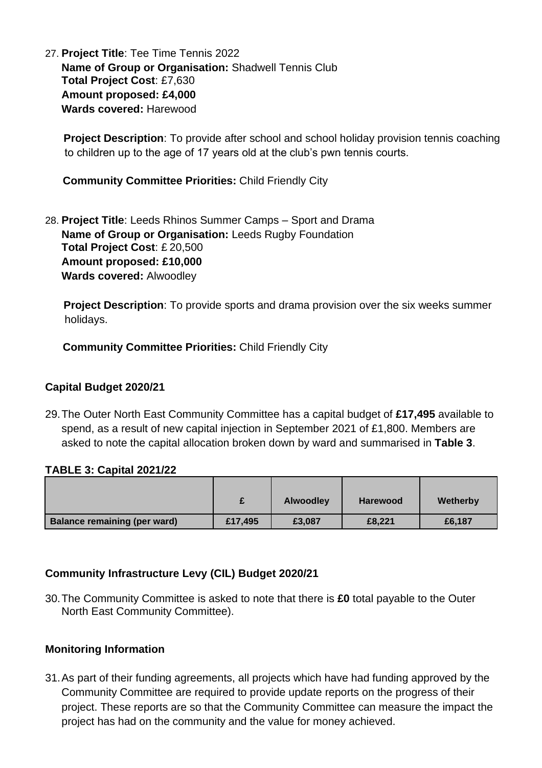27. **Project Title**: Tee Time Tennis 2022
    **Name of Group or Organisation:** Shadwell Tennis Club
    **Total Project Cost**: £7,630
    **Amount proposed: £4,000**
    **Wards covered:** Harewood

    **Project Description**: To provide after school and school holiday provision tennis coaching to children up to the age of 17 years old at the club's pwn tennis courts.

    **Community Committee Priorities:** Child Friendly City

28. **Project Title**: Leeds Rhinos Summer Camps – Sport and Drama
    **Name of Group or Organisation:** Leeds Rugby Foundation
    **Total Project Cost**: £ 20,500
    **Amount proposed: £10,000**
    **Wards covered:** Alwoodley

    **Project Description**: To provide sports and drama provision over the six weeks summer holidays.

    **Community Committee Priorities:** Child Friendly City

### Capital Budget 2020/21

29. The Outer North East Community Committee has a capital budget of **£17,495** available to spend, as a result of new capital injection in September 2021 of £1,800. Members are asked to note the capital allocation broken down by ward and summarised in **Table 3**.

**TABLE 3: Capital 2021/22**

| | £ | Alwoodley | Harewood | Wetherby |
|---|---|---|---|---|
| **Balance remaining (per ward)** | **£17,495** | **£3,087** | **£8,221** | **£6,187** |

### Community Infrastructure Levy (CIL) Budget 2020/21

30. The Community Committee is asked to note that there is **£0** total payable to the Outer North East Community Committee).

### Monitoring Information

31. As part of their funding agreements, all projects which have had funding approved by the Community Committee are required to provide update reports on the progress of their project. These reports are so that the Community Committee can measure the impact the project has had on the community and the value for money achieved.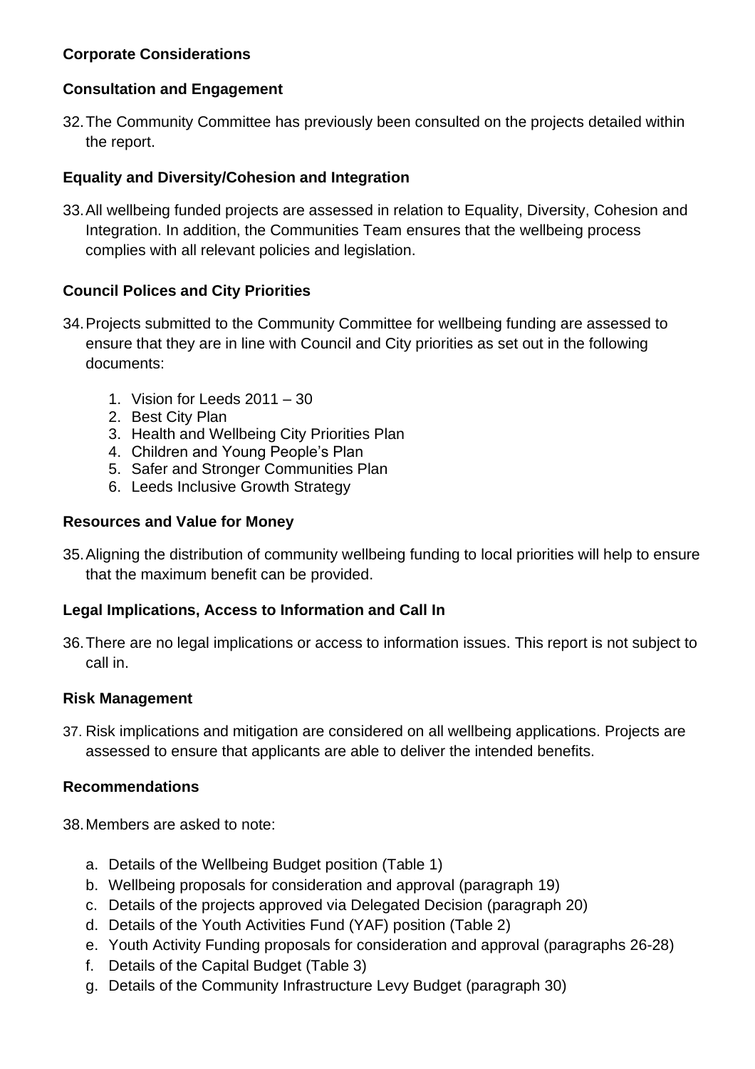## Corporate Considerations

### Consultation and Engagement

32. The Community Committee has previously been consulted on the projects detailed within the report.

### Equality and Diversity/Cohesion and Integration

33. All wellbeing funded projects are assessed in relation to Equality, Diversity, Cohesion and Integration. In addition, the Communities Team ensures that the wellbeing process complies with all relevant policies and legislation.

### Council Polices and City Priorities

34. Projects submitted to the Community Committee for wellbeing funding are assessed to ensure that they are in line with Council and City priorities as set out in the following documents:

    1. Vision for Leeds 2011 – 30
    2. Best City Plan
    3. Health and Wellbeing City Priorities Plan
    4. Children and Young People's Plan
    5. Safer and Stronger Communities Plan
    6. Leeds Inclusive Growth Strategy

### Resources and Value for Money

35. Aligning the distribution of community wellbeing funding to local priorities will help to ensure that the maximum benefit can be provided.

### Legal Implications, Access to Information and Call In

36. There are no legal implications or access to information issues. This report is not subject to call in.

### Risk Management

37. Risk implications and mitigation are considered on all wellbeing applications. Projects are assessed to ensure that applicants are able to deliver the intended benefits.

## Recommendations

38. Members are asked to note:

    a. Details of the Wellbeing Budget position (Table 1)
    b. Wellbeing proposals for consideration and approval (paragraph 19)
    c. Details of the projects approved via Delegated Decision (paragraph 20)
    d. Details of the Youth Activities Fund (YAF) position (Table 2)
    e. Youth Activity Funding proposals for consideration and approval (paragraphs 26-28)
    f. Details of the Capital Budget (Table 3)
    g. Details of the Community Infrastructure Levy Budget (paragraph 30)